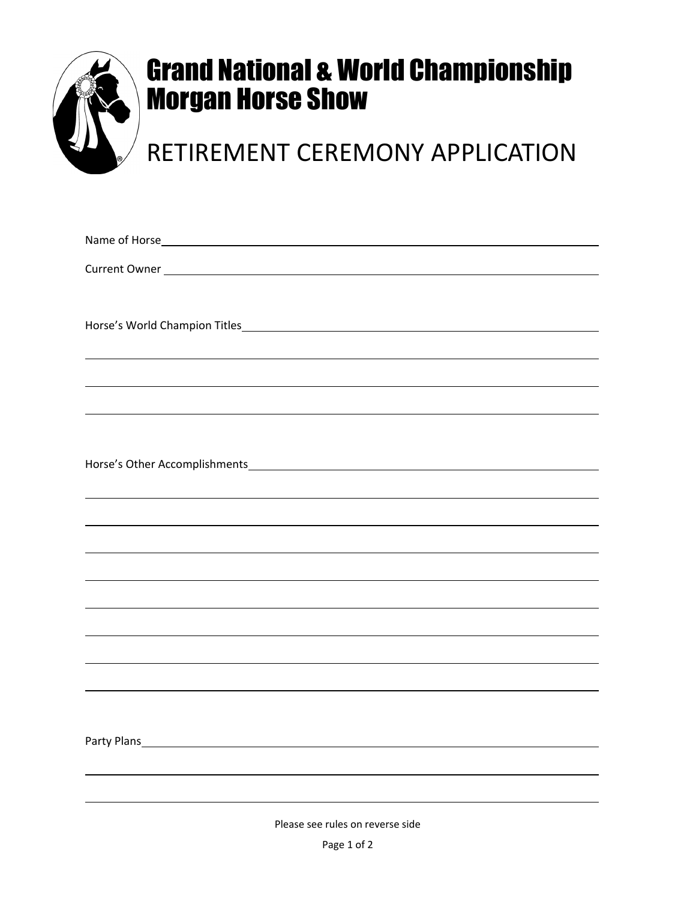# Grand National & World Championship Morgan Horse Show

## RETIREMENT CEREMONY APPLICATION

Name of Horse ______________________________________________

Current Owner ______________________________________________

Horse's World Champion Titles ______________________________________________

______________________________________________

______________________________________________

______________________________________________

Horse's Other Accomplishments ______________________________________________

______________________________________________

______________________________________________

______________________________________________

______________________________________________

______________________________________________

______________________________________________

______________________________________________

Party Plans ______________________________________________

______________________________________________

______________________________________________

Please see rules on reverse side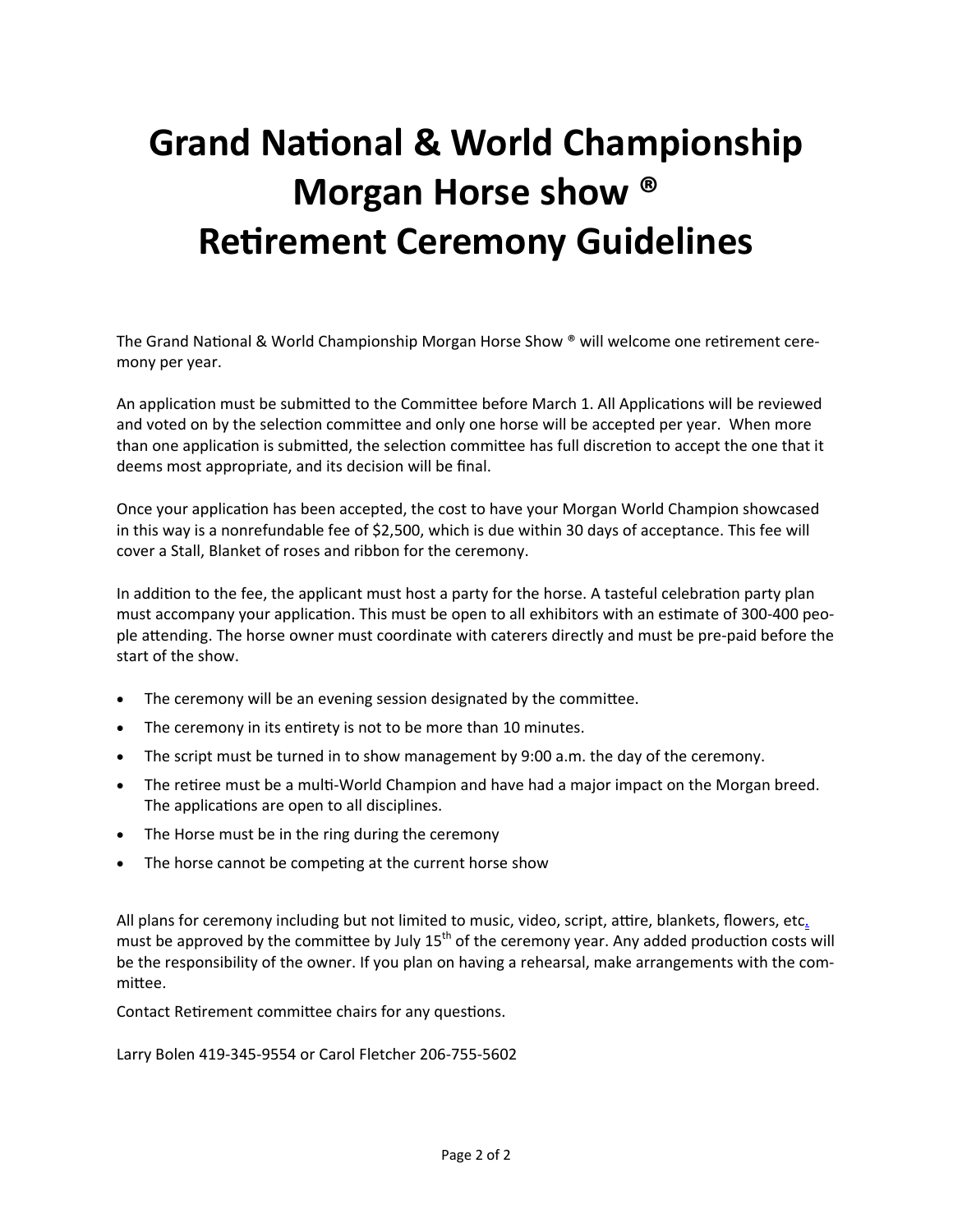# Grand National & World Championship Morgan Horse show ® Retirement Ceremony Guidelines

The Grand National & World Championship Morgan Horse Show ® will welcome one retirement ceremony per year.

An application must be submitted to the Committee before March 1. All Applications will be reviewed and voted on by the selection committee and only one horse will be accepted per year. When more than one application is submitted, the selection committee has full discretion to accept the one that it deems most appropriate, and its decision will be final.

Once your application has been accepted, the cost to have your Morgan World Champion showcased in this way is a nonrefundable fee of $2,500, which is due within 30 days of acceptance. This fee will cover a Stall, Blanket of roses and ribbon for the ceremony.

In addition to the fee, the applicant must host a party for the horse. A tasteful celebration party plan must accompany your application. This must be open to all exhibitors with an estimate of 300-400 people attending. The horse owner must coordinate with caterers directly and must be pre-paid before the start of the show.

- The ceremony will be an evening session designated by the committee.
- The ceremony in its entirety is not to be more than 10 minutes.
- The script must be turned in to show management by 9:00 a.m. the day of the ceremony.
- The retiree must be a multi-World Champion and have had a major impact on the Morgan breed. The applications are open to all disciplines.
- The Horse must be in the ring during the ceremony
- The horse cannot be competing at the current horse show

All plans for ceremony including but not limited to music, video, script, attire, blankets, flowers, etc. must be approved by the committee by July 15th of the ceremony year. Any added production costs will be the responsibility of the owner. If you plan on having a rehearsal, make arrangements with the committee.

Contact Retirement committee chairs for any questions.

Larry Bolen 419-345-9554 or Carol Fletcher 206-755-5602